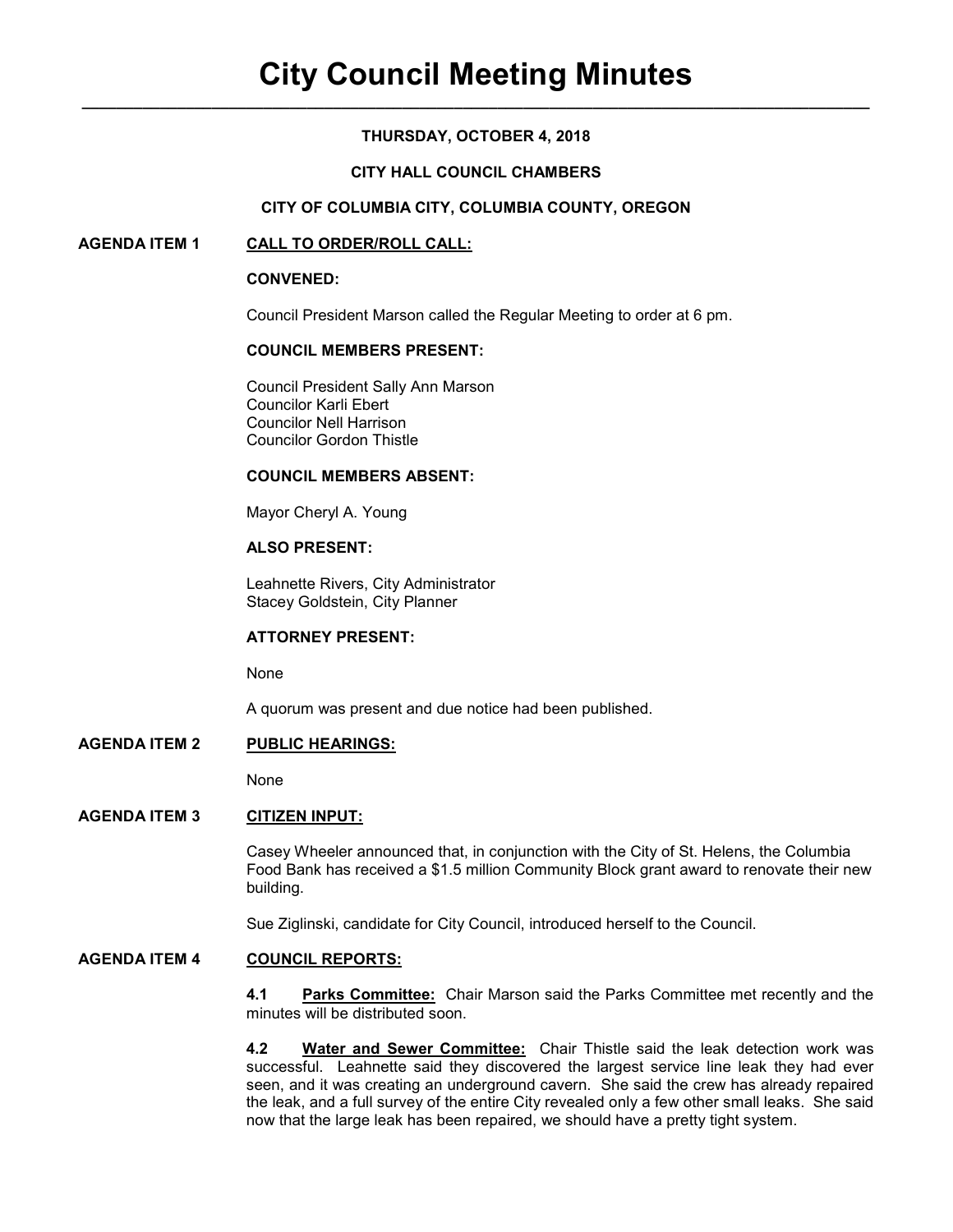# City Council Meeting Minutes

**THURSDAY, OCTOBER 4, 2018**

**CITY HALL COUNCIL CHAMBERS**

**CITY OF COLUMBIA CITY, COLUMBIA COUNTY, OREGON**

## AGENDA ITEM 1 CALL TO ORDER/ROLL CALL:

**CONVENED:**

Council President Marson called the Regular Meeting to order at 6 pm.

**COUNCIL MEMBERS PRESENT:**

Council President Sally Ann Marson
Councilor Karli Ebert
Councilor Nell Harrison
Councilor Gordon Thistle

**COUNCIL MEMBERS ABSENT:**

Mayor Cheryl A. Young

**ALSO PRESENT:**

Leahnette Rivers, City Administrator
Stacey Goldstein, City Planner

**ATTORNEY PRESENT:**

None

A quorum was present and due notice had been published.

## AGENDA ITEM 2 PUBLIC HEARINGS:

None

## AGENDA ITEM 3 CITIZEN INPUT:

Casey Wheeler announced that, in conjunction with the City of St. Helens, the Columbia Food Bank has received a $1.5 million Community Block grant award to renovate their new building.

Sue Ziglinski, candidate for City Council, introduced herself to the Council.

## AGENDA ITEM 4 COUNCIL REPORTS:

**4.1 Parks Committee:** Chair Marson said the Parks Committee met recently and the minutes will be distributed soon.

**4.2 Water and Sewer Committee:** Chair Thistle said the leak detection work was successful. Leahnette said they discovered the largest service line leak they had ever seen, and it was creating an underground cavern. She said the crew has already repaired the leak, and a full survey of the entire City revealed only a few other small leaks. She said now that the large leak has been repaired, we should have a pretty tight system.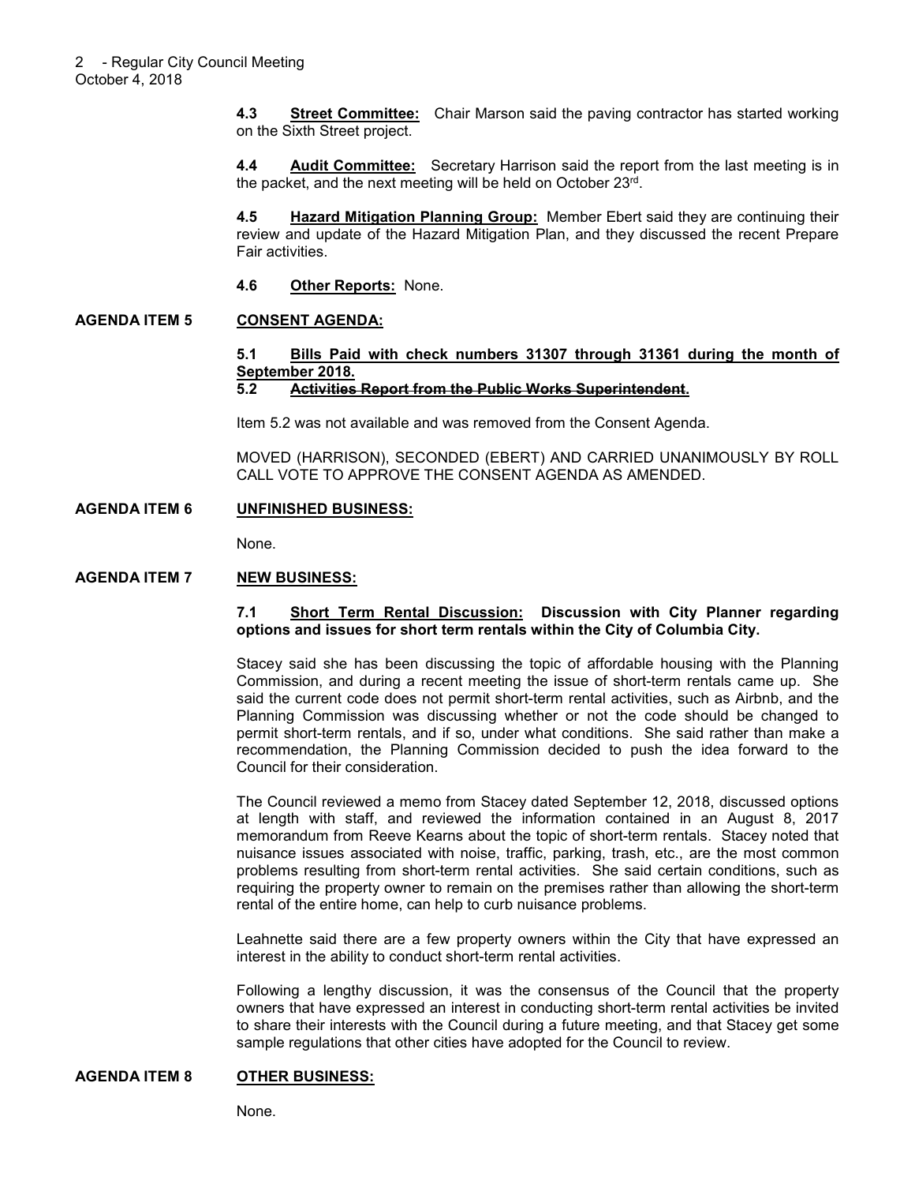**4.3 Street Committee:** Chair Marson said the paving contractor has started working on the Sixth Street project.

**4.4 Audit Committee:** Secretary Harrison said the report from the last meeting is in the packet, and the next meeting will be held on October 23rd.

**4.5 Hazard Mitigation Planning Group:** Member Ebert said they are continuing their review and update of the Hazard Mitigation Plan, and they discussed the recent Prepare Fair activities.

**4.6 Other Reports:** None.

## AGENDA ITEM 5 CONSENT AGENDA:

**5.1 Bills Paid with check numbers 31307 through 31361 during the month of September 2018.**

**5.2 ~~Activities Report from the Public Works Superintendent.~~**

Item 5.2 was not available and was removed from the Consent Agenda.

MOVED (HARRISON), SECONDED (EBERT) AND CARRIED UNANIMOUSLY BY ROLL CALL VOTE TO APPROVE THE CONSENT AGENDA AS AMENDED.

## AGENDA ITEM 6 UNFINISHED BUSINESS:

None.

## AGENDA ITEM 7 NEW BUSINESS:

**7.1 Short Term Rental Discussion: Discussion with City Planner regarding options and issues for short term rentals within the City of Columbia City.**

Stacey said she has been discussing the topic of affordable housing with the Planning Commission, and during a recent meeting the issue of short-term rentals came up. She said the current code does not permit short-term rental activities, such as Airbnb, and the Planning Commission was discussing whether or not the code should be changed to permit short-term rentals, and if so, under what conditions. She said rather than make a recommendation, the Planning Commission decided to push the idea forward to the Council for their consideration.

The Council reviewed a memo from Stacey dated September 12, 2018, discussed options at length with staff, and reviewed the information contained in an August 8, 2017 memorandum from Reeve Kearns about the topic of short-term rentals. Stacey noted that nuisance issues associated with noise, traffic, parking, trash, etc., are the most common problems resulting from short-term rental activities. She said certain conditions, such as requiring the property owner to remain on the premises rather than allowing the short-term rental of the entire home, can help to curb nuisance problems.

Leahnette said there are a few property owners within the City that have expressed an interest in the ability to conduct short-term rental activities.

Following a lengthy discussion, it was the consensus of the Council that the property owners that have expressed an interest in conducting short-term rental activities be invited to share their interests with the Council during a future meeting, and that Stacey get some sample regulations that other cities have adopted for the Council to review.

## AGENDA ITEM 8 OTHER BUSINESS:

None.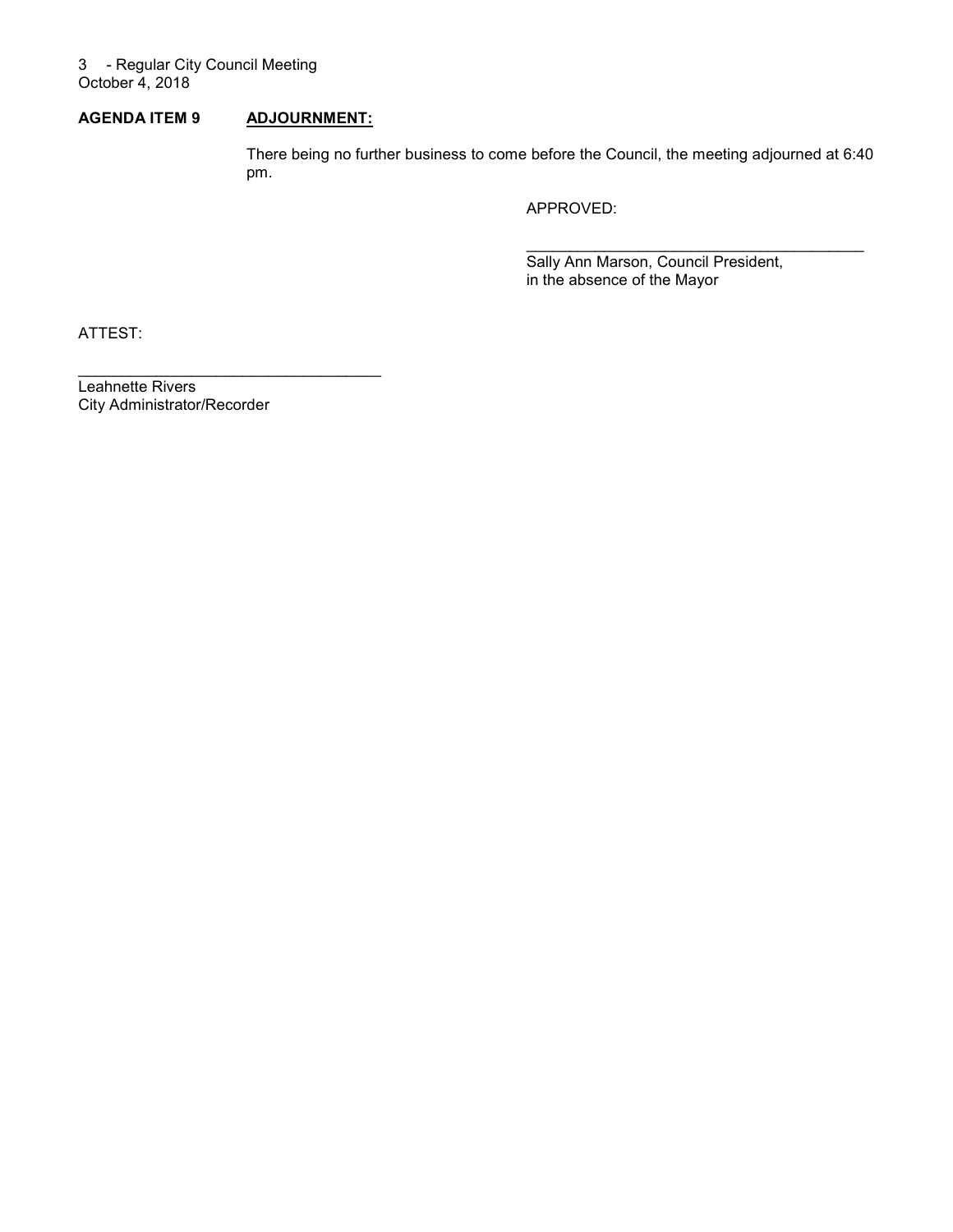**AGENDA ITEM 9 ADJOURNMENT:**

There being no further business to come before the Council, the meeting adjourned at 6:40 pm.

APPROVED:

\_\_\_\_\_\_\_\_\_\_\_\_\_\_\_\_\_\_\_\_\_\_\_\_\_\_\_\_\_\_\_\_\_\_\_\_\_\_\_\_
Sally Ann Marson, Council President,
in the absence of the Mayor

ATTEST:

\_\_\_\_\_\_\_\_\_\_\_\_\_\_\_\_\_\_\_\_\_\_\_\_\_\_\_\_\_\_\_\_\_\_\_\_
Leahnette Rivers
City Administrator/Recorder